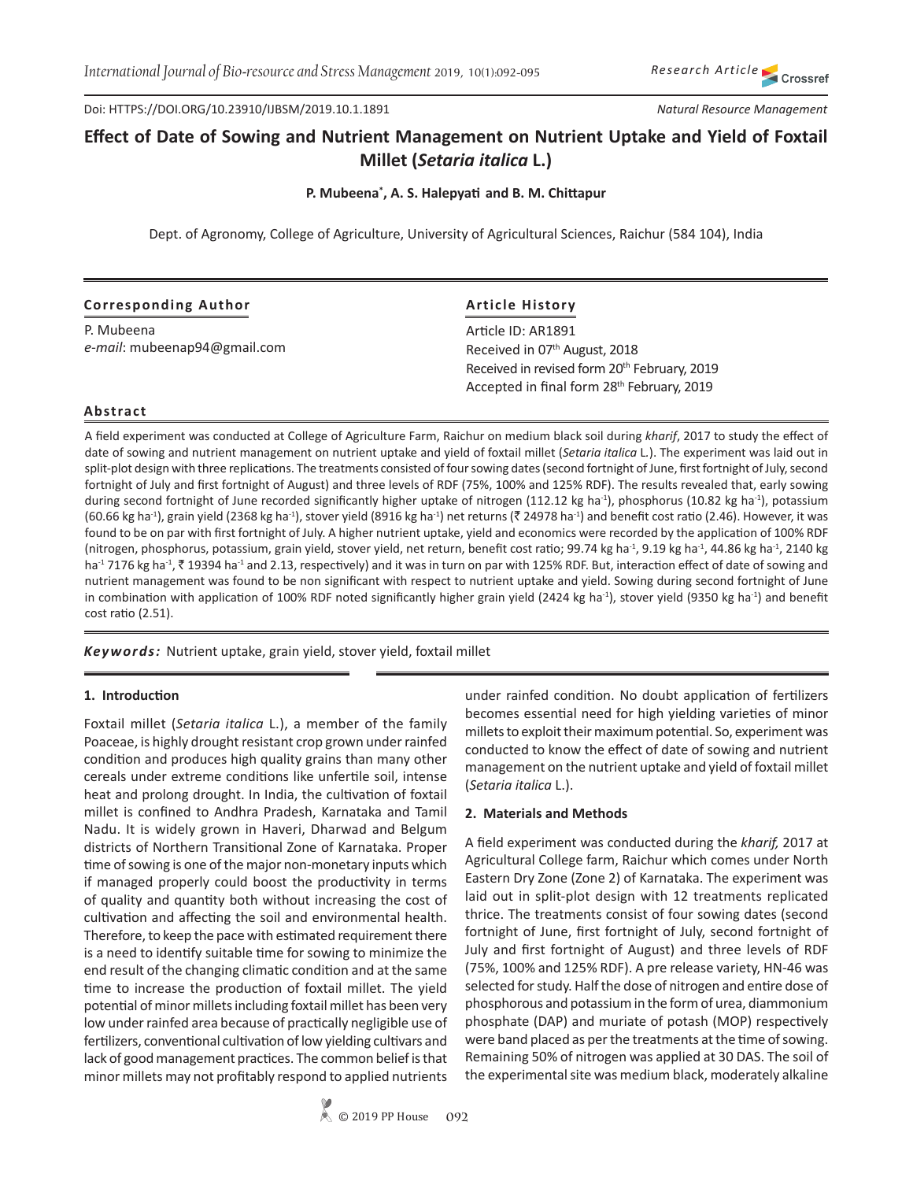Doi: HTTPS://DOI.ORG/10.23910/IJBSM/2019.10.1.1891

*Research Article*

*Natural Resource Management*

# Effect of Date of Sowing and Nutrient Management on Nutrient Uptake and Yield of Foxtail Millet (*Setaria italica* L.)

**P. Mubeena\*, A. S. Halepyati and B. M. Chittapur**

Dept. of Agronomy, College of Agriculture, University of Agricultural Sciences, Raichur (584 104), India

**Corresponding Author**

P. Mubeena
*e-mail*: mubeenap94@gmail.com

**Article History**

Article ID: AR1891
Received in 07[th] August, 2018
Received in revised form 20[th] February, 2019
Accepted in final form 28[th] February, 2019

**Abstract**

A field experiment was conducted at College of Agriculture Farm, Raichur on medium black soil during *kharif*, 2017 to study the effect of date of sowing and nutrient management on nutrient uptake and yield of foxtail millet (*Setaria italica* L.). The experiment was laid out in split-plot design with three replications. The treatments consisted of four sowing dates (second fortnight of June, first fortnight of July, second fortnight of July and first fortnight of August) and three levels of RDF (75%, 100% and 125% RDF). The results revealed that, early sowing during second fortnight of June recorded significantly higher uptake of nitrogen (112.12 kg ha$^{-1}$), phosphorus (10.82 kg ha$^{-1}$), potassium (60.66 kg ha$^{-1}$), grain yield (2368 kg ha$^{-1}$), stover yield (8916 kg ha$^{-1}$) net returns (₹ 24978 ha$^{-1}$) and benefit cost ratio (2.46). However, it was found to be on par with first fortnight of July. A higher nutrient uptake, yield and economics were recorded by the application of 100% RDF (nitrogen, phosphorus, potassium, grain yield, stover yield, net return, benefit cost ratio; 99.74 kg ha$^{-1}$, 9.19 kg ha$^{-1}$, 44.86 kg ha$^{-1}$, 2140 kg ha$^{-1}$ 7176 kg ha$^{-1}$, ₹ 19394 ha$^{-1}$ and 2.13, respectively) and it was in turn on par with 125% RDF. But, interaction effect of date of sowing and nutrient management was found to be non significant with respect to nutrient uptake and yield. Sowing during second fortnight of June in combination with application of 100% RDF noted significantly higher grain yield (2424 kg ha$^{-1}$), stover yield (9350 kg ha$^{-1}$) and benefit cost ratio (2.51).

***Keywords:*** Nutrient uptake, grain yield, stover yield, foxtail millet

## 1. Introduction

Foxtail millet (*Setaria italica* L.), a member of the family Poaceae, is highly drought resistant crop grown under rainfed condition and produces high quality grains than many other cereals under extreme conditions like unfertile soil, intense heat and prolong drought. In India, the cultivation of foxtail millet is confined to Andhra Pradesh, Karnataka and Tamil Nadu. It is widely grown in Haveri, Dharwad and Belgum districts of Northern Transitional Zone of Karnataka. Proper time of sowing is one of the major non-monetary inputs which if managed properly could boost the productivity in terms of quality and quantity both without increasing the cost of cultivation and affecting the soil and environmental health. Therefore, to keep the pace with estimated requirement there is a need to identify suitable time for sowing to minimize the end result of the changing climatic condition and at the same time to increase the production of foxtail millet. The yield potential of minor millets including foxtail millet has been very low under rainfed area because of practically negligible use of fertilizers, conventional cultivation of low yielding cultivars and lack of good management practices. The common belief is that minor millets may not profitably respond to applied nutrients under rainfed condition. No doubt application of fertilizers becomes essential need for high yielding varieties of minor millets to exploit their maximum potential. So, experiment was conducted to know the effect of date of sowing and nutrient management on the nutrient uptake and yield of foxtail millet (*Setaria italica* L.).

## 2. Materials and Methods

A field experiment was conducted during the *kharif,* 2017 at Agricultural College farm, Raichur which comes under North Eastern Dry Zone (Zone 2) of Karnataka. The experiment was laid out in split-plot design with 12 treatments replicated thrice. The treatments consist of four sowing dates (second fortnight of June, first fortnight of July, second fortnight of July and first fortnight of August) and three levels of RDF (75%, 100% and 125% RDF). A pre release variety, HN-46 was selected for study. Half the dose of nitrogen and entire dose of phosphorous and potassium in the form of urea, diammonium phosphate (DAP) and muriate of potash (MOP) respectively were band placed as per the treatments at the time of sowing. Remaining 50% of nitrogen was applied at 30 DAS. The soil of the experimental site was medium black, moderately alkaline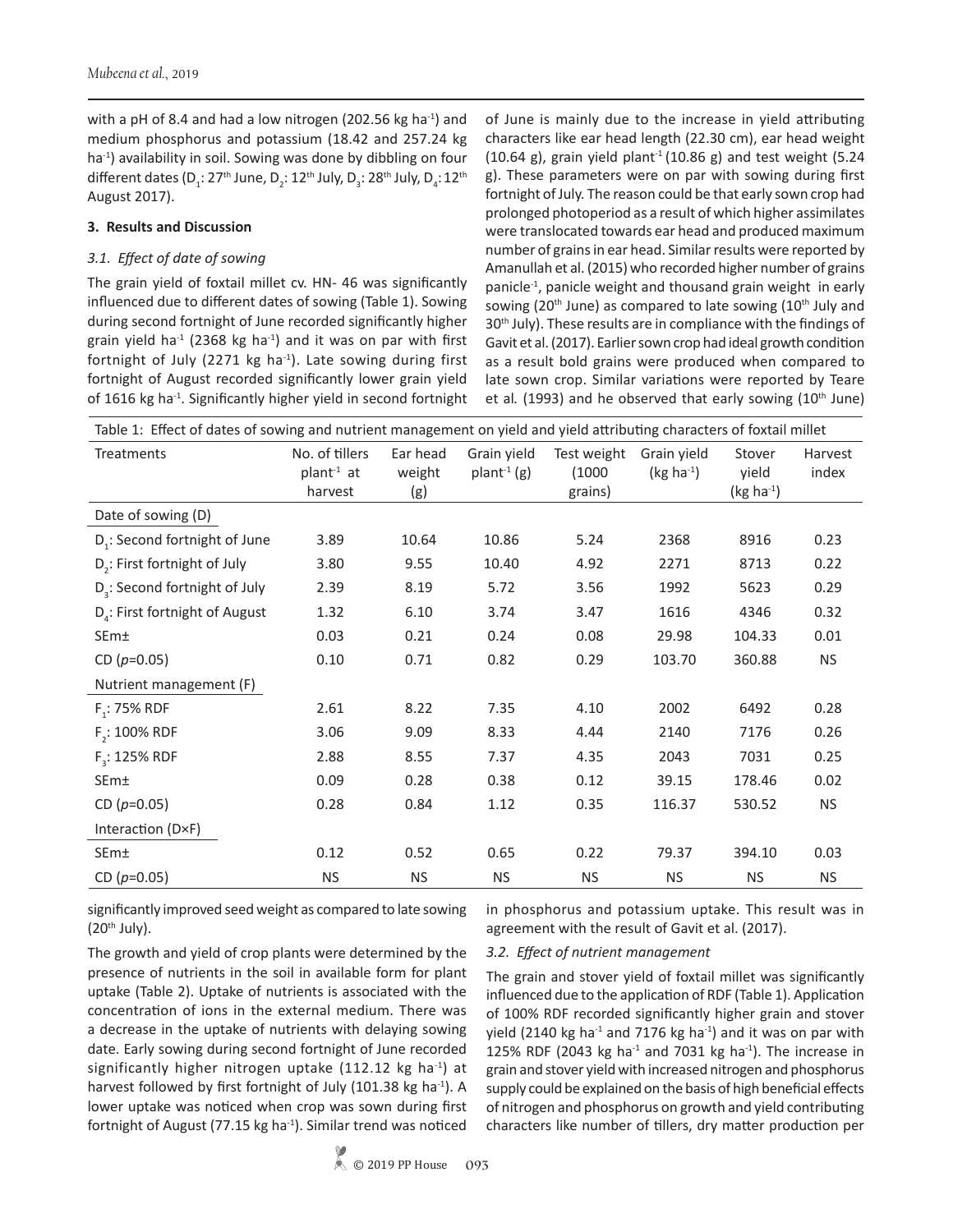with a pH of 8.4 and had a low nitrogen (202.56 kg ha$^{-1}$) and medium phosphorus and potassium (18.42 and 257.24 kg ha$^{-1}$) availability in soil. Sowing was done by dibbling on four different dates ($D_1$: 27$^{th}$ June, $D_2$: 12$^{th}$ July, $D_3$: 28$^{th}$ July, $D_4$: 12$^{th}$ August 2017).

## 3. Results and Discussion

### *3.1. Effect of date of sowing*

The grain yield of foxtail millet cv. HN- 46 was significantly influenced due to different dates of sowing (Table 1). Sowing during second fortnight of June recorded significantly higher grain yield ha$^{-1}$ (2368 kg ha$^{-1}$) and it was on par with first fortnight of July (2271 kg ha$^{-1}$). Late sowing during first fortnight of August recorded significantly lower grain yield of 1616 kg ha$^{-1}$. Significantly higher yield in second fortnight of June is mainly due to the increase in yield attributing characters like ear head length (22.30 cm), ear head weight (10.64 g), grain yield plant$^{-1}$ (10.86 g) and test weight (5.24 g). These parameters were on par with sowing during first fortnight of July. The reason could be that early sown crop had prolonged photoperiod as a result of which higher assimilates were translocated towards ear head and produced maximum number of grains in ear head. Similar results were reported by Amanullah et al. (2015) who recorded higher number of grains panicle$^{-1}$, panicle weight and thousand grain weight in early sowing (20$^{th}$ June) as compared to late sowing (10$^{th}$ July and 30$^{th}$ July). These results are in compliance with the findings of Gavit et al. (2017). Earlier sown crop had ideal growth condition as a result bold grains were produced when compared to late sown crop. Similar variations were reported by Teare et al. (1993) and he observed that early sowing (10$^{th}$ June) significantly improved seed weight as compared to late sowing (20$^{th}$ July).

Table 1: Effect of dates of sowing and nutrient management on yield and yield attributing characters of foxtail millet

| Treatments | No. of tillers plant$^{-1}$ at harvest | Ear head weight (g) | Grain yield plant$^{-1}$ (g) | Test weight (1000 grains) | Grain yield (kg ha$^{-1}$) | Stover yield (kg ha$^{-1}$) | Harvest index |
|---|---|---|---|---|---|---|---|
| Date of sowing (D) | | | | | | | |
| $D_1$: Second fortnight of June | 3.89 | 10.64 | 10.86 | 5.24 | 2368 | 8916 | 0.23 |
| $D_2$: First fortnight of July | 3.80 | 9.55 | 10.40 | 4.92 | 2271 | 8713 | 0.22 |
| $D_3$: Second fortnight of July | 2.39 | 8.19 | 5.72 | 3.56 | 1992 | 5623 | 0.29 |
| $D_4$: First fortnight of August | 1.32 | 6.10 | 3.74 | 3.47 | 1616 | 4346 | 0.32 |
| SEm± | 0.03 | 0.21 | 0.24 | 0.08 | 29.98 | 104.33 | 0.01 |
| CD ($p$=0.05) | 0.10 | 0.71 | 0.82 | 0.29 | 103.70 | 360.88 | NS |
| Nutrient management (F) | | | | | | | |
| $F_1$: 75% RDF | 2.61 | 8.22 | 7.35 | 4.10 | 2002 | 6492 | 0.28 |
| $F_2$: 100% RDF | 3.06 | 9.09 | 8.33 | 4.44 | 2140 | 7176 | 0.26 |
| $F_3$: 125% RDF | 2.88 | 8.55 | 7.37 | 4.35 | 2043 | 7031 | 0.25 |
| SEm± | 0.09 | 0.28 | 0.38 | 0.12 | 39.15 | 178.46 | 0.02 |
| CD ($p$=0.05) | 0.28 | 0.84 | 1.12 | 0.35 | 116.37 | 530.52 | NS |
| Interaction (D×F) | | | | | | | |
| SEm± | 0.12 | 0.52 | 0.65 | 0.22 | 79.37 | 394.10 | 0.03 |
| CD ($p$=0.05) | NS | NS | NS | NS | NS | NS | NS |

The growth and yield of crop plants were determined by the presence of nutrients in the soil in available form for plant uptake (Table 2). Uptake of nutrients is associated with the concentration of ions in the external medium. There was a decrease in the uptake of nutrients with delaying sowing date. Early sowing during second fortnight of June recorded significantly higher nitrogen uptake (112.12 kg ha$^{-1}$) at harvest followed by first fortnight of July (101.38 kg ha$^{-1}$). A lower uptake was noticed when crop was sown during first fortnight of August (77.15 kg ha$^{-1}$). Similar trend was noticed in phosphorus and potassium uptake. This result was in agreement with the result of Gavit et al. (2017).

### *3.2. Effect of nutrient management*

The grain and stover yield of foxtail millet was significantly influenced due to the application of RDF (Table 1). Application of 100% RDF recorded significantly higher grain and stover yield (2140 kg ha$^{-1}$ and 7176 kg ha$^{-1}$) and it was on par with 125% RDF (2043 kg ha$^{-1}$ and 7031 kg ha$^{-1}$). The increase in grain and stover yield with increased nitrogen and phosphorus supply could be explained on the basis of high beneficial effects of nitrogen and phosphorus on growth and yield contributing characters like number of tillers, dry matter production per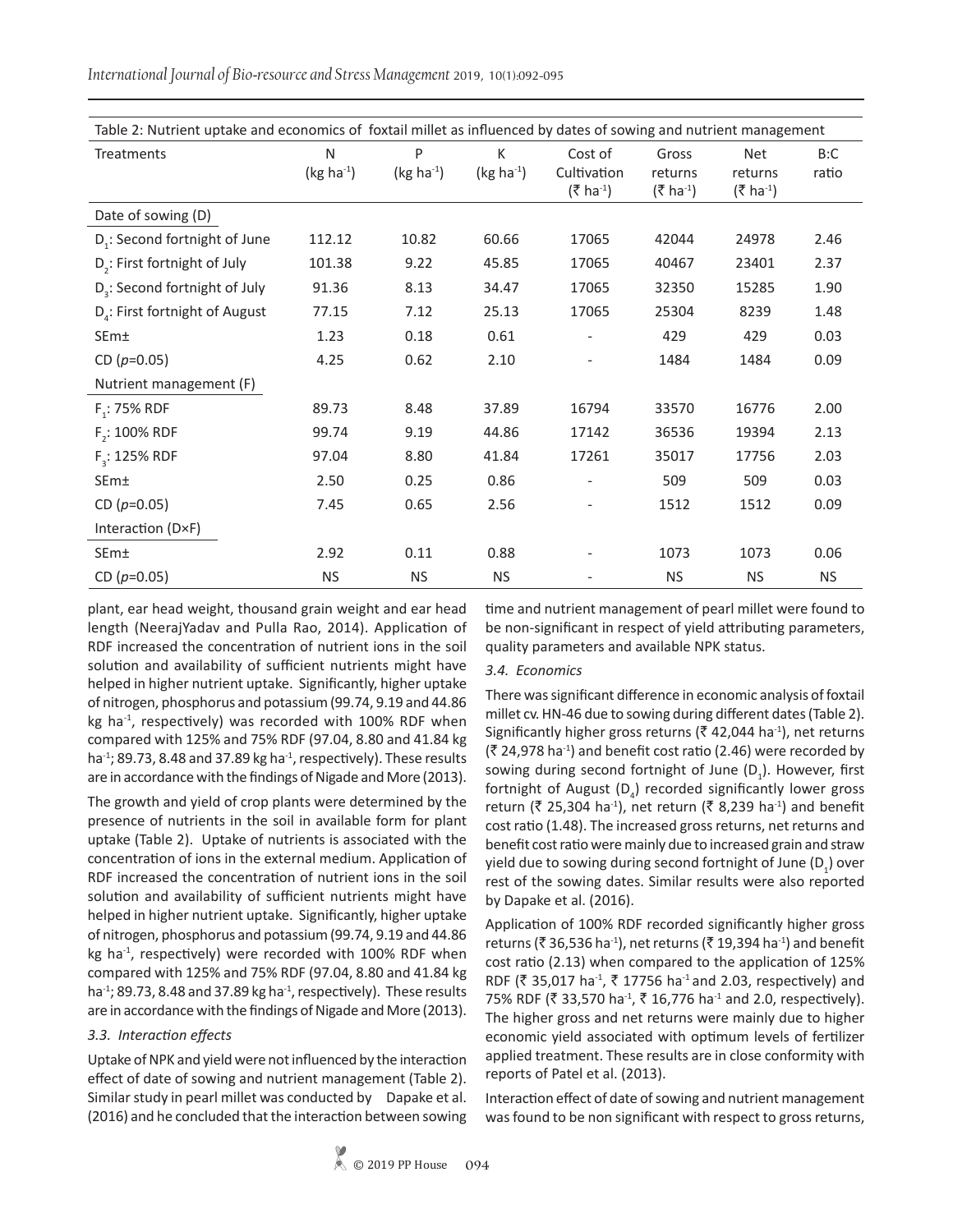Table 2: Nutrient uptake and economics of foxtail millet as influenced by dates of sowing and nutrient management

| Treatments | N (kg $ha^{-1}$) | P (kg $ha^{-1}$) | K (kg $ha^{-1}$) | Cost of Cultivation (₹ $ha^{-1}$) | Gross returns (₹ $ha^{-1}$) | Net returns (₹ $ha^{-1}$) | B:C ratio |
|---|---|---|---|---|---|---|---|
| Date of sowing (D) | | | | | | | |
| $D_1$: Second fortnight of June | 112.12 | 10.82 | 60.66 | 17065 | 42044 | 24978 | 2.46 |
| $D_2$: First fortnight of July | 101.38 | 9.22 | 45.85 | 17065 | 40467 | 23401 | 2.37 |
| $D_3$: Second fortnight of July | 91.36 | 8.13 | 34.47 | 17065 | 32350 | 15285 | 1.90 |
| $D_4$: First fortnight of August | 77.15 | 7.12 | 25.13 | 17065 | 25304 | 8239 | 1.48 |
| SEm± | 1.23 | 0.18 | 0.61 | - | 429 | 429 | 0.03 |
| CD ($p$=0.05) | 4.25 | 0.62 | 2.10 | - | 1484 | 1484 | 0.09 |
| Nutrient management (F) | | | | | | | |
| $F_1$: 75% RDF | 89.73 | 8.48 | 37.89 | 16794 | 33570 | 16776 | 2.00 |
| $F_2$: 100% RDF | 99.74 | 9.19 | 44.86 | 17142 | 36536 | 19394 | 2.13 |
| $F_3$: 125% RDF | 97.04 | 8.80 | 41.84 | 17261 | 35017 | 17756 | 2.03 |
| SEm± | 2.50 | 0.25 | 0.86 | - | 509 | 509 | 0.03 |
| CD ($p$=0.05) | 7.45 | 0.65 | 2.56 | - | 1512 | 1512 | 0.09 |
| Interaction (D×F) | | | | | | | |
| SEm± | 2.92 | 0.11 | 0.88 | - | 1073 | 1073 | 0.06 |
| CD ($p$=0.05) | NS | NS | NS | - | NS | NS | NS |

plant, ear head weight, thousand grain weight and ear head length (NeerajYadav and Pulla Rao, 2014). Application of RDF increased the concentration of nutrient ions in the soil solution and availability of sufficient nutrients might have helped in higher nutrient uptake. Significantly, higher uptake of nitrogen, phosphorus and potassium (99.74, 9.19 and 44.86 kg $ha^{-1}$, respectively) was recorded with 100% RDF when compared with 125% and 75% RDF (97.04, 8.80 and 41.84 kg $ha^{-1}$; 89.73, 8.48 and 37.89 kg $ha^{-1}$, respectively). These results are in accordance with the findings of Nigade and More (2013).

The growth and yield of crop plants were determined by the presence of nutrients in the soil in available form for plant uptake (Table 2). Uptake of nutrients is associated with the concentration of ions in the external medium. Application of RDF increased the concentration of nutrient ions in the soil solution and availability of sufficient nutrients might have helped in higher nutrient uptake. Significantly, higher uptake of nitrogen, phosphorus and potassium (99.74, 9.19 and 44.86 kg $ha^{-1}$, respectively) were recorded with 100% RDF when compared with 125% and 75% RDF (97.04, 8.80 and 41.84 kg $ha^{-1}$; 89.73, 8.48 and 37.89 kg $ha^{-1}$, respectively). These results are in accordance with the findings of Nigade and More (2013).

### *3.3. Interaction effects*

Uptake of NPK and yield were not influenced by the interaction effect of date of sowing and nutrient management (Table 2). Similar study in pearl millet was conducted by Dapake et al. (2016) and he concluded that the interaction between sowing time and nutrient management of pearl millet were found to be non-significant in respect of yield attributing parameters, quality parameters and available NPK status.

### *3.4. Economics*

There was significant difference in economic analysis of foxtail millet cv. HN-46 due to sowing during different dates (Table 2). Significantly higher gross returns (₹ 42,044 $ha^{-1}$), net returns (₹ 24,978 $ha^{-1}$) and benefit cost ratio (2.46) were recorded by sowing during second fortnight of June ($D_1$). However, first fortnight of August ($D_4$) recorded significantly lower gross return (₹ 25,304 $ha^{-1}$), net return (₹ 8,239 $ha^{-1}$) and benefit cost ratio (1.48). The increased gross returns, net returns and benefit cost ratio were mainly due to increased grain and straw yield due to sowing during second fortnight of June ($D_1$) over rest of the sowing dates. Similar results were also reported by Dapake et al. (2016).

Application of 100% RDF recorded significantly higher gross returns (₹ 36,536 $ha^{-1}$), net returns (₹ 19,394 $ha^{-1}$) and benefit cost ratio (2.13) when compared to the application of 125% RDF (₹ 35,017 $ha^{-1}$, ₹ 17756 $ha^{-1}$ and 2.03, respectively) and 75% RDF (₹ 33,570 $ha^{-1}$, ₹ 16,776 $ha^{-1}$ and 2.0, respectively). The higher gross and net returns were mainly due to higher economic yield associated with optimum levels of fertilizer applied treatment. These results are in close conformity with reports of Patel et al. (2013).

Interaction effect of date of sowing and nutrient management was found to be non significant with respect to gross returns,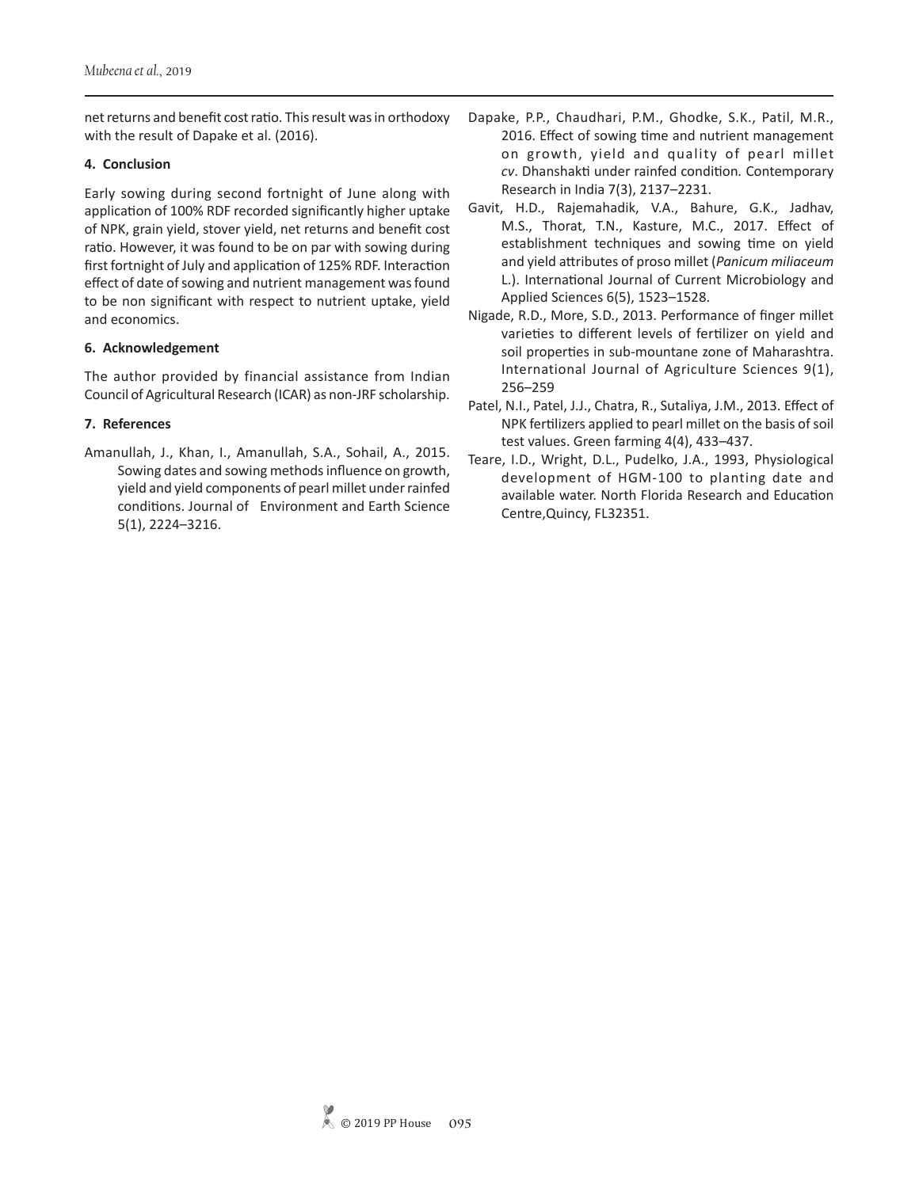net returns and benefit cost ratio. This result was in orthodoxy with the result of Dapake et al. (2016).

## 4. Conclusion

Early sowing during second fortnight of June along with application of 100% RDF recorded significantly higher uptake of NPK, grain yield, stover yield, net returns and benefit cost ratio. However, it was found to be on par with sowing during first fortnight of July and application of 125% RDF. Interaction effect of date of sowing and nutrient management was found to be non significant with respect to nutrient uptake, yield and economics.

## 6. Acknowledgement

The author provided by financial assistance from Indian Council of Agricultural Research (ICAR) as non-JRF scholarship.

## 7. References

Amanullah, J., Khan, I., Amanullah, S.A., Sohail, A., 2015. Sowing dates and sowing methods influence on growth, yield and yield components of pearl millet under rainfed conditions. Journal of Environment and Earth Science 5(1), 2224–3216.

Dapake, P.P., Chaudhari, P.M., Ghodke, S.K., Patil, M.R., 2016. Effect of sowing time and nutrient management on growth, yield and quality of pearl millet *cv*. Dhanshakti under rainfed condition. Contemporary Research in India 7(3), 2137–2231.

Gavit, H.D., Rajemahadik, V.A., Bahure, G.K., Jadhav, M.S., Thorat, T.N., Kasture, M.C., 2017. Effect of establishment techniques and sowing time on yield and yield attributes of proso millet (*Panicum miliaceum* L.). International Journal of Current Microbiology and Applied Sciences 6(5), 1523–1528.

Nigade, R.D., More, S.D., 2013. Performance of finger millet varieties to different levels of fertilizer on yield and soil properties in sub-mountane zone of Maharashtra. International Journal of Agriculture Sciences 9(1), 256–259

Patel, N.I., Patel, J.J., Chatra, R., Sutaliya, J.M., 2013. Effect of NPK fertilizers applied to pearl millet on the basis of soil test values. Green farming 4(4), 433–437.

Teare, I.D., Wright, D.L., Pudelko, J.A., 1993, Physiological development of HGM-100 to planting date and available water. North Florida Research and Education Centre,Quincy, FL32351.